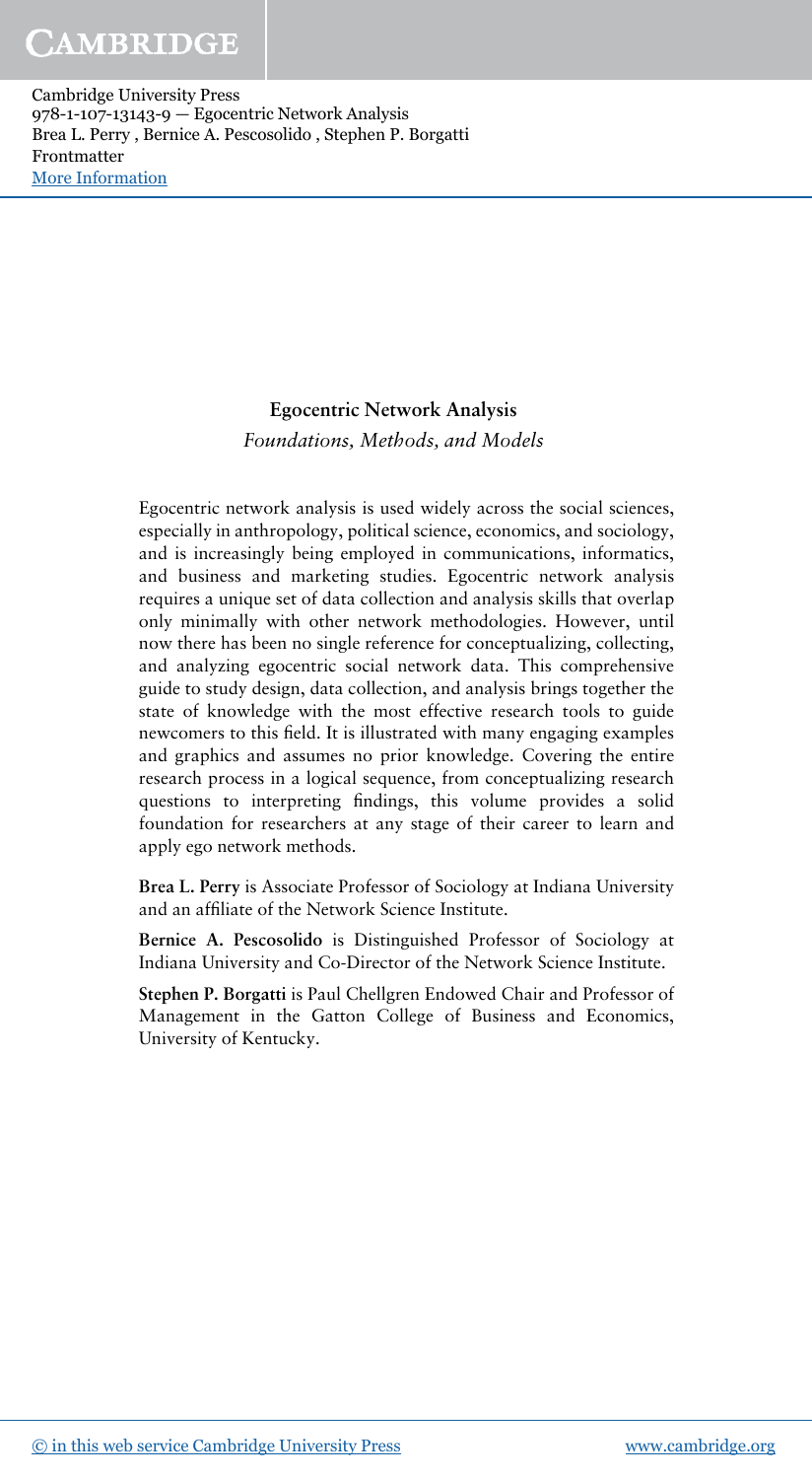# Egocentric Network Analysis

*Foundations, Methods, and Models*

Egocentric network analysis is used widely across the social sciences, especially in anthropology, political science, economics, and sociology, and is increasingly being employed in communications, informatics, and business and marketing studies. Egocentric network analysis requires a unique set of data collection and analysis skills that overlap only minimally with other network methodologies. However, until now there has been no single reference for conceptualizing, collecting, and analyzing egocentric social network data. This comprehensive guide to study design, data collection, and analysis brings together the state of knowledge with the most effective research tools to guide newcomers to this field. It is illustrated with many engaging examples and graphics and assumes no prior knowledge. Covering the entire research process in a logical sequence, from conceptualizing research questions to interpreting findings, this volume provides a solid foundation for researchers at any stage of their career to learn and apply ego network methods.

**Brea L. Perry** is Associate Professor of Sociology at Indiana University and an affiliate of the Network Science Institute.

**Bernice A. Pescosolido** is Distinguished Professor of Sociology at Indiana University and Co-Director of the Network Science Institute.

**Stephen P. Borgatti** is Paul Chellgren Endowed Chair and Professor of Management in the Gatton College of Business and Economics, University of Kentucky.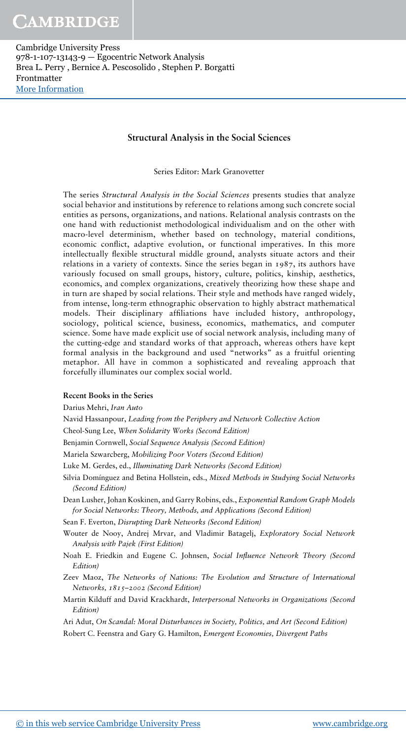## Structural Analysis in the Social Sciences

Series Editor: Mark Granovetter

The series *Structural Analysis in the Social Sciences* presents studies that analyze social behavior and institutions by reference to relations among such concrete social entities as persons, organizations, and nations. Relational analysis contrasts on the one hand with reductionist methodological individualism and on the other with macro-level determinism, whether based on technology, material conditions, economic conflict, adaptive evolution, or functional imperatives. In this more intellectually flexible structural middle ground, analysts situate actors and their relations in a variety of contexts. Since the series began in 1987, its authors have variously focused on small groups, history, culture, politics, kinship, aesthetics, economics, and complex organizations, creatively theorizing how these shape and in turn are shaped by social relations. Their style and methods have ranged widely, from intense, long-term ethnographic observation to highly abstract mathematical models. Their disciplinary affiliations have included history, anthropology, sociology, political science, business, economics, mathematics, and computer science. Some have made explicit use of social network analysis, including many of the cutting-edge and standard works of that approach, whereas others have kept formal analysis in the background and used "networks" as a fruitful orienting metaphor. All have in common a sophisticated and revealing approach that forcefully illuminates our complex social world.

**Recent Books in the Series**

Darius Mehri, *Iran Auto*

Navid Hassanpour, *Leading from the Periphery and Network Collective Action*

Cheol-Sung Lee, *When Solidarity Works (Second Edition)*

Benjamin Cornwell, *Social Sequence Analysis (Second Edition)*

Mariela Szwarcberg, *Mobilizing Poor Voters (Second Edition)*

Luke M. Gerdes, ed., *Illuminating Dark Networks (Second Edition)*

Silvia Domínguez and Betina Hollstein, eds., *Mixed Methods in Studying Social Networks (Second Edition)*

Dean Lusher, Johan Koskinen, and Garry Robins, eds., *Exponential Random Graph Models for Social Networks: Theory, Methods, and Applications (Second Edition)*

Sean F. Everton, *Disrupting Dark Networks (Second Edition)*

Wouter de Nooy, Andrej Mrvar, and Vladimir Batagelj, *Exploratory Social Network Analysis with Pajek (First Edition)*

Noah E. Friedkin and Eugene C. Johnsen, *Social Influence Network Theory (Second Edition)*

Zeev Maoz, *The Networks of Nations: The Evolution and Structure of International Networks, 1815–2002 (Second Edition)*

Martin Kilduff and David Krackhardt, *Interpersonal Networks in Organizations (Second Edition)*

Ari Adut, *On Scandal: Moral Disturbances in Society, Politics, and Art (Second Edition)*

Robert C. Feenstra and Gary G. Hamilton, *Emergent Economies, Divergent Paths*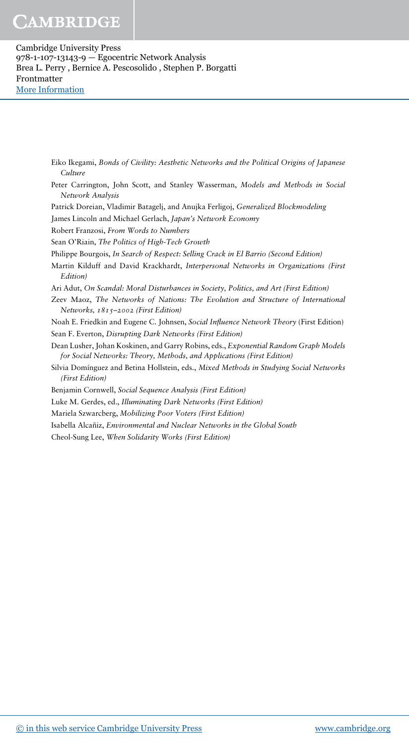Eiko Ikegami, *Bonds of Civility: Aesthetic Networks and the Political Origins of Japanese Culture*

Peter Carrington, John Scott, and Stanley Wasserman, *Models and Methods in Social Network Analysis*

Patrick Doreian, Vladimir Batagelj, and Anujka Ferligoj, *Generalized Blockmodeling*

James Lincoln and Michael Gerlach, *Japan's Network Economy*

Robert Franzosi, *From Words to Numbers*

Sean O'Riain, *The Politics of High-Tech Growth*

Philippe Bourgois, *In Search of Respect: Selling Crack in El Barrio (Second Edition)*

Martin Kilduff and David Krackhardt, *Interpersonal Networks in Organizations (First Edition)*

Ari Adut, *On Scandal: Moral Disturbances in Society, Politics, and Art (First Edition)*

Zeev Maoz, *The Networks of Nations: The Evolution and Structure of International Networks, 1815–2002 (First Edition)*

Noah E. Friedkin and Eugene C. Johnsen, *Social Influence Network Theory* (First Edition)

Sean F. Everton, *Disrupting Dark Networks (First Edition)*

Dean Lusher, Johan Koskinen, and Garry Robins, eds., *Exponential Random Graph Models for Social Networks: Theory, Methods, and Applications (First Edition)*

Silvia Domínguez and Betina Hollstein, eds., *Mixed Methods in Studying Social Networks (First Edition)*

Benjamin Cornwell, *Social Sequence Analysis (First Edition)*

Luke M. Gerdes, ed., *Illuminating Dark Networks (First Edition)*

Mariela Szwarcberg, *Mobilizing Poor Voters (First Edition)*

Isabella Alcañiz, *Environmental and Nuclear Networks in the Global South*

Cheol-Sung Lee, *When Solidarity Works (First Edition)*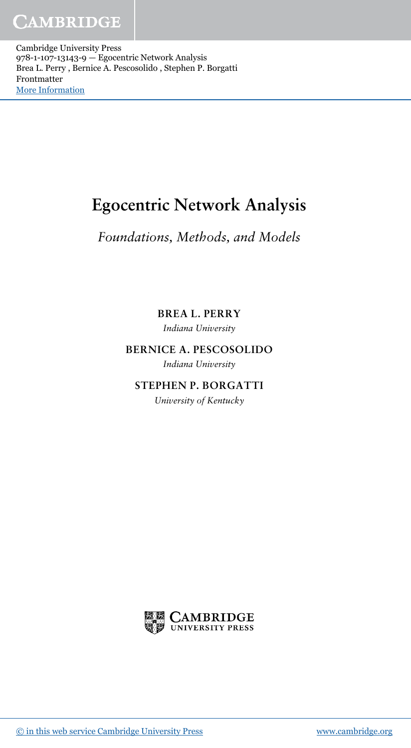# Egocentric Network Analysis

*Foundations, Methods, and Models*

**BREA L. PERRY**

*Indiana University*

**BERNICE A. PESCOSOLIDO**

*Indiana University*

**STEPHEN P. BORGATTI**

*University of Kentucky*

CAMBRIDGE UNIVERSITY PRESS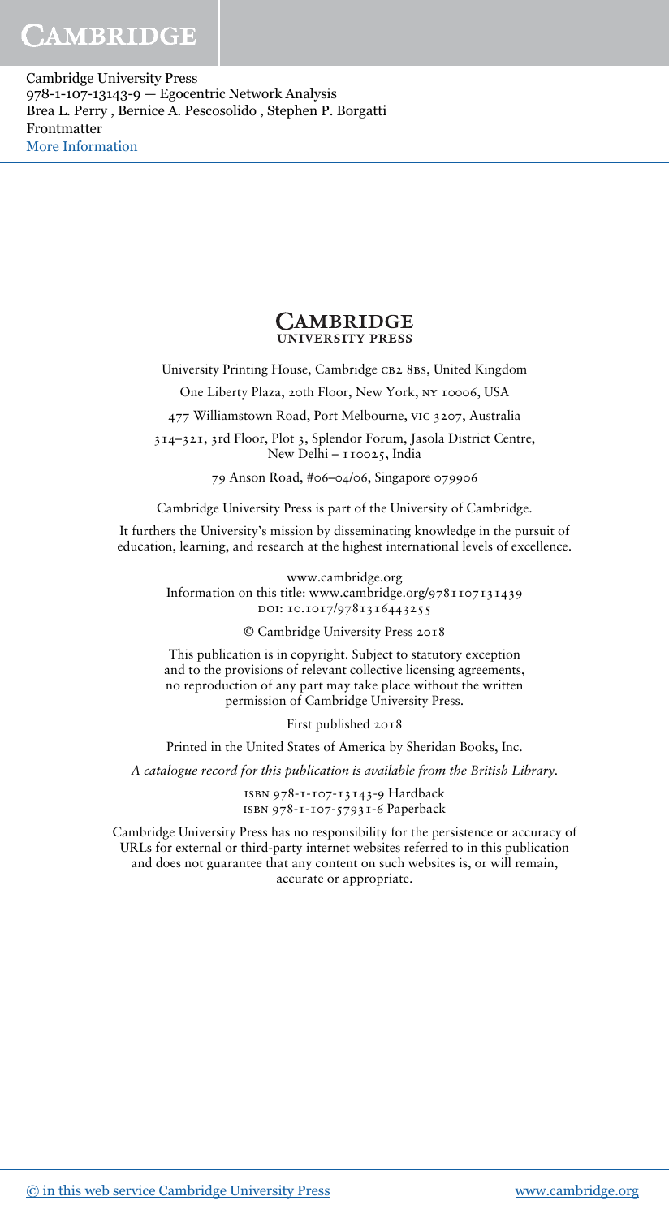**Cambridge University Press**

University Printing House, Cambridge CB2 8BS, United Kingdom

One Liberty Plaza, 20th Floor, New York, NY 10006, USA

477 Williamstown Road, Port Melbourne, VIC 3207, Australia

314–321, 3rd Floor, Plot 3, Splendor Forum, Jasola District Centre, New Delhi – 110025, India

79 Anson Road, #06–04/06, Singapore 079906

Cambridge University Press is part of the University of Cambridge.

It furthers the University's mission by disseminating knowledge in the pursuit of education, learning, and research at the highest international levels of excellence.

www.cambridge.org
Information on this title: www.cambridge.org/9781107131439
DOI: 10.1017/9781316443255

© Cambridge University Press 2018

This publication is in copyright. Subject to statutory exception and to the provisions of relevant collective licensing agreements, no reproduction of any part may take place without the written permission of Cambridge University Press.

First published 2018

Printed in the United States of America by Sheridan Books, Inc.

*A catalogue record for this publication is available from the British Library.*

ISBN 978-1-107-13143-9 Hardback
ISBN 978-1-107-57931-6 Paperback

Cambridge University Press has no responsibility for the persistence or accuracy of URLs for external or third-party internet websites referred to in this publication and does not guarantee that any content on such websites is, or will remain, accurate or appropriate.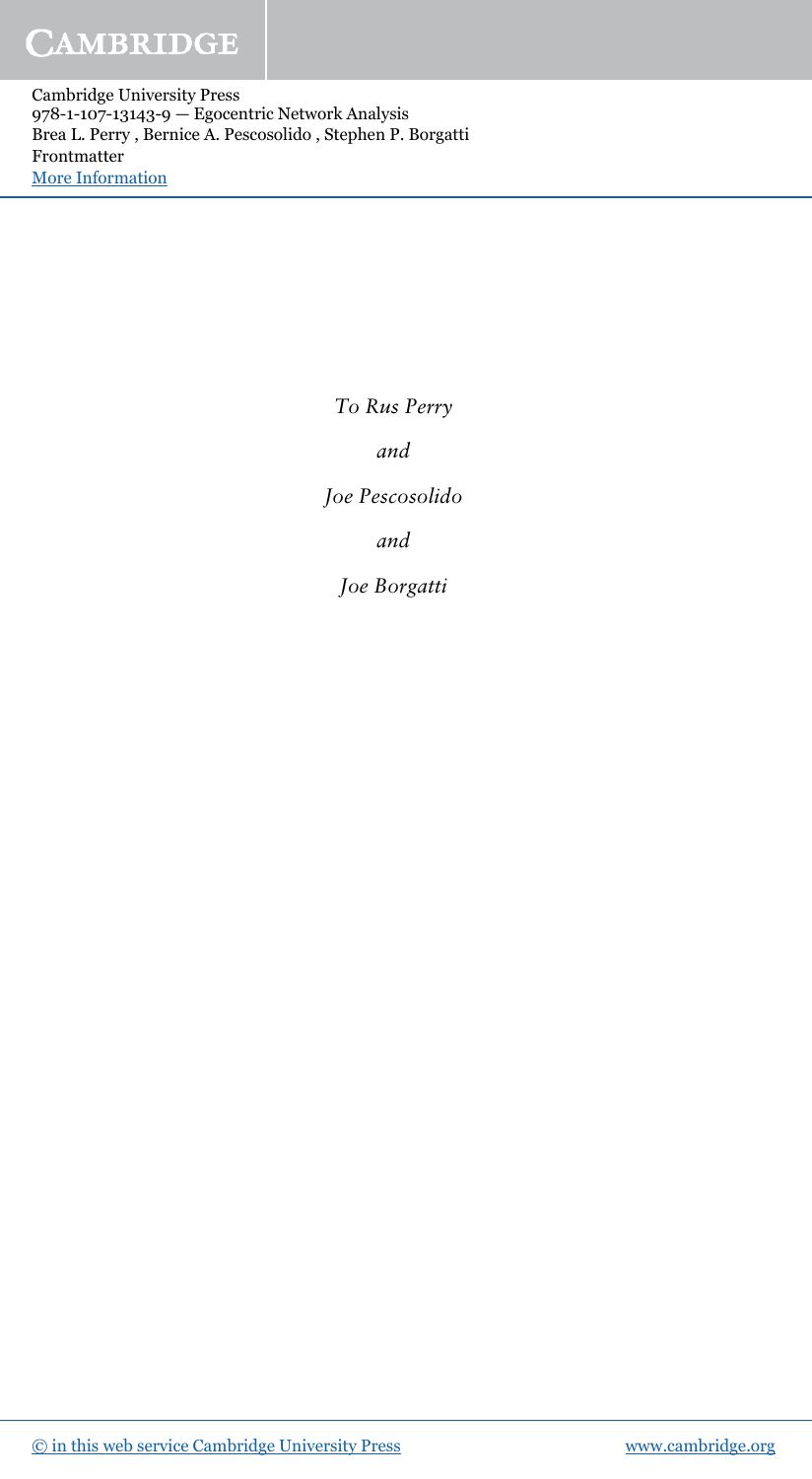*To Rus Perry*

*and*

*Joe Pescosolido*

*and*

*Joe Borgatti*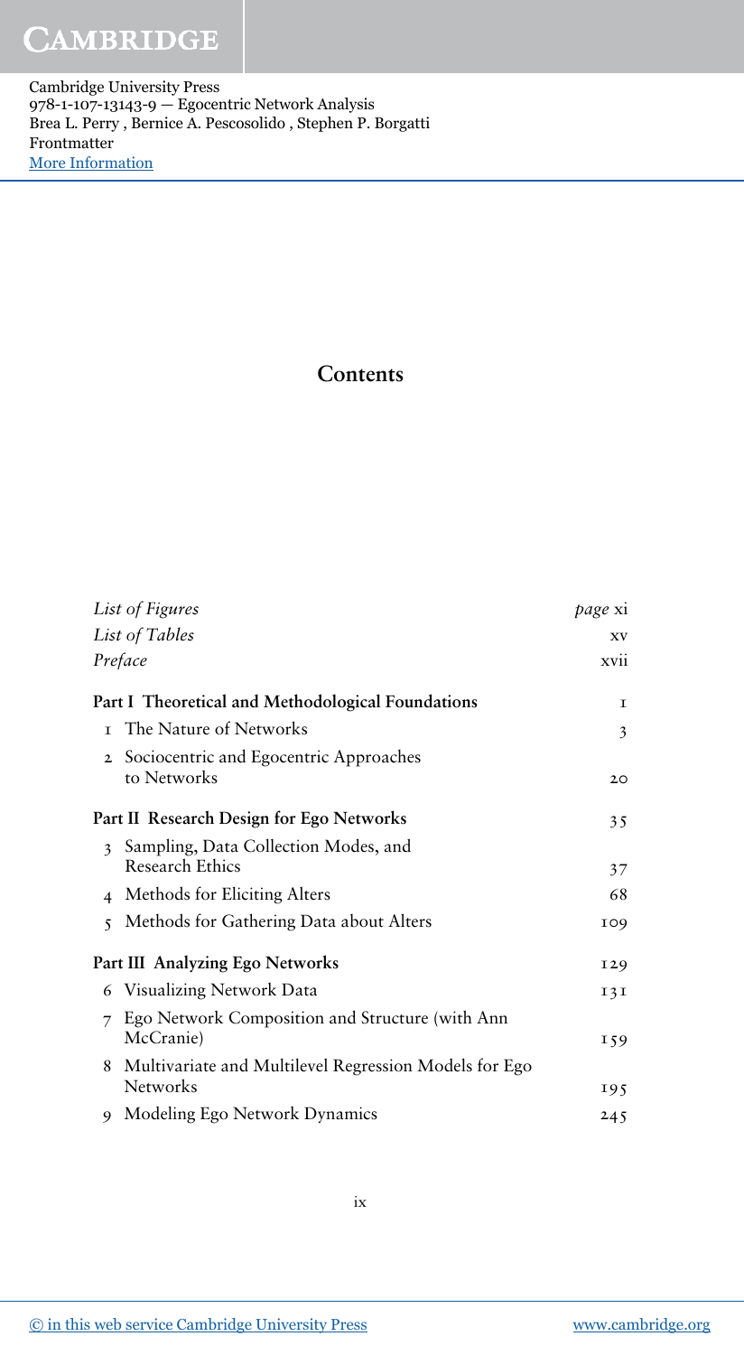# Contents

| | |
|---|---|
| *List of Figures* | *page* xi |
| *List of Tables* | xv |
| *Preface* | xvii |
| **Part I Theoretical and Methodological Foundations** | 1 |
| 1 The Nature of Networks | 3 |
| 2 Sociocentric and Egocentric Approaches to Networks | 20 |
| **Part II Research Design for Ego Networks** | 35 |
| 3 Sampling, Data Collection Modes, and Research Ethics | 37 |
| 4 Methods for Eliciting Alters | 68 |
| 5 Methods for Gathering Data about Alters | 109 |
| **Part III Analyzing Ego Networks** | 129 |
| 6 Visualizing Network Data | 131 |
| 7 Ego Network Composition and Structure (with Ann McCranie) | 159 |
| 8 Multivariate and Multilevel Regression Models for Ego Networks | 195 |
| 9 Modeling Ego Network Dynamics | 245 |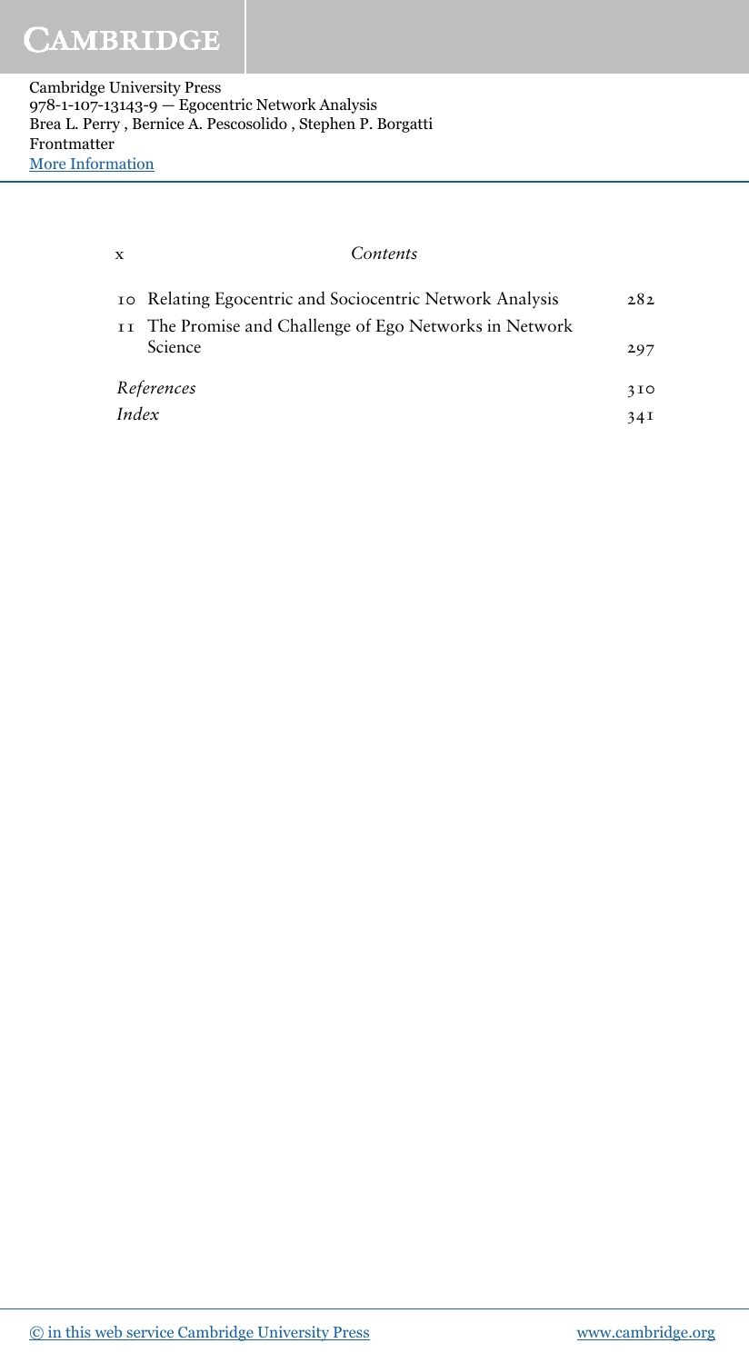| | | |
|---|---|---|
| 10 | Relating Egocentric and Sociocentric Network Analysis | 282 |
| 11 | The Promise and Challenge of Ego Networks in Network Science | 297 |
| | *References* | 310 |
| | *Index* | 341 |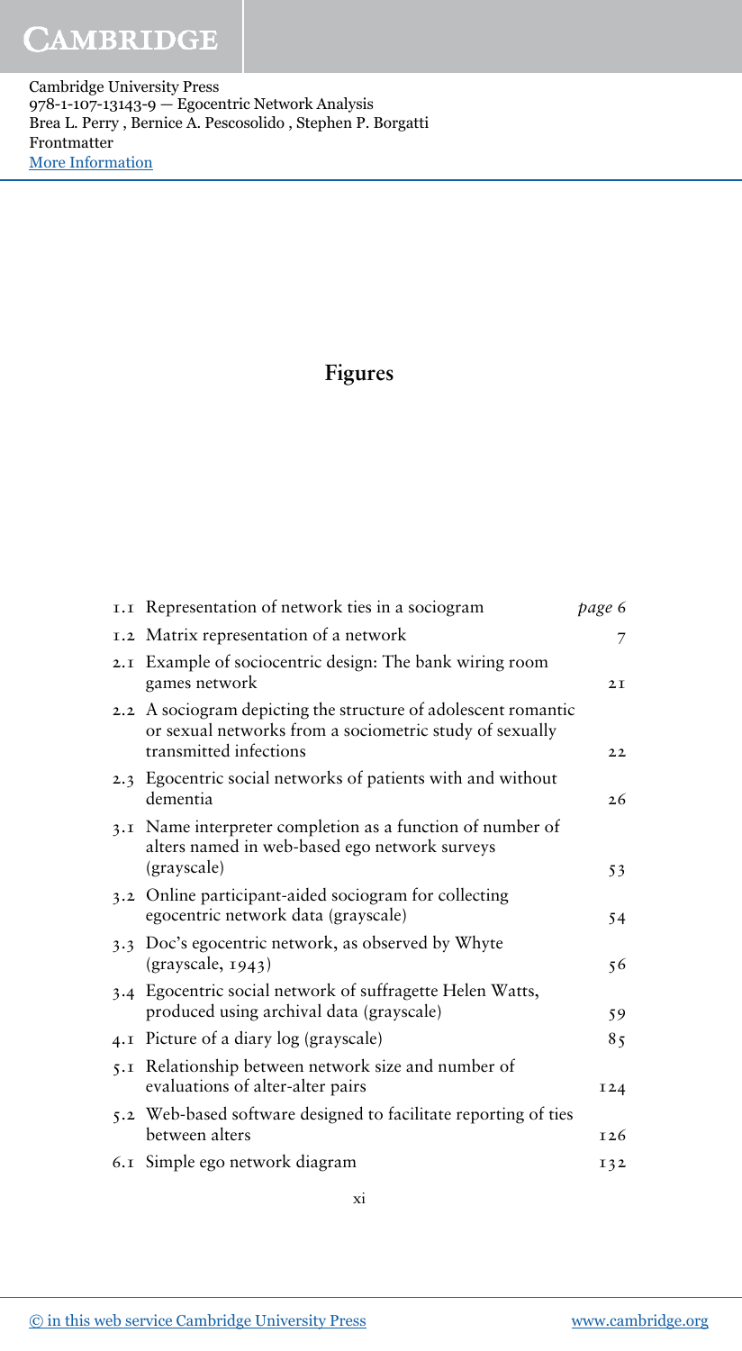# Figures

| | | |
|---|---|---|
| 1.1 | Representation of network ties in a sociogram | *page* 6 |
| 1.2 | Matrix representation of a network | 7 |
| 2.1 | Example of sociocentric design: The bank wiring room games network | 21 |
| 2.2 | A sociogram depicting the structure of adolescent romantic or sexual networks from a sociometric study of sexually transmitted infections | 22 |
| 2.3 | Egocentric social networks of patients with and without dementia | 26 |
| 3.1 | Name interpreter completion as a function of number of alters named in web-based ego network surveys (grayscale) | 53 |
| 3.2 | Online participant-aided sociogram for collecting egocentric network data (grayscale) | 54 |
| 3.3 | Doc's egocentric network, as observed by Whyte (grayscale, 1943) | 56 |
| 3.4 | Egocentric social network of suffragette Helen Watts, produced using archival data (grayscale) | 59 |
| 4.1 | Picture of a diary log (grayscale) | 85 |
| 5.1 | Relationship between network size and number of evaluations of alter-alter pairs | 124 |
| 5.2 | Web-based software designed to facilitate reporting of ties between alters | 126 |
| 6.1 | Simple ego network diagram | 132 |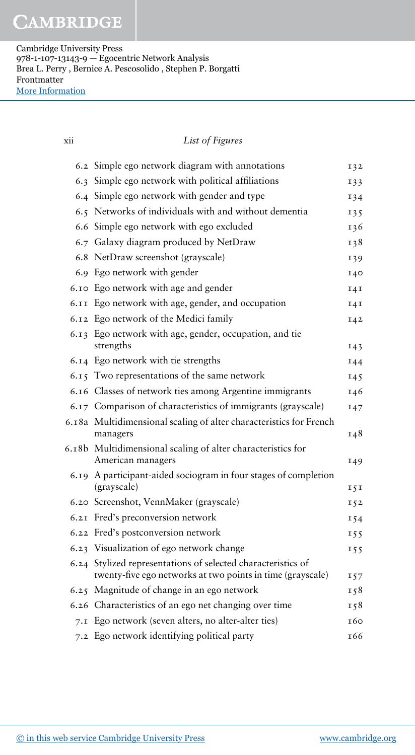| | | |
|---|---|---|
| 6.2 | Simple ego network diagram with annotations | 132 |
| 6.3 | Simple ego network with political affiliations | 133 |
| 6.4 | Simple ego network with gender and type | 134 |
| 6.5 | Networks of individuals with and without dementia | 135 |
| 6.6 | Simple ego network with ego excluded | 136 |
| 6.7 | Galaxy diagram produced by NetDraw | 138 |
| 6.8 | NetDraw screenshot (grayscale) | 139 |
| 6.9 | Ego network with gender | 140 |
| 6.10 | Ego network with age and gender | 141 |
| 6.11 | Ego network with age, gender, and occupation | 141 |
| 6.12 | Ego network of the Medici family | 142 |
| 6.13 | Ego network with age, gender, occupation, and tie strengths | 143 |
| 6.14 | Ego network with tie strengths | 144 |
| 6.15 | Two representations of the same network | 145 |
| 6.16 | Classes of network ties among Argentine immigrants | 146 |
| 6.17 | Comparison of characteristics of immigrants (grayscale) | 147 |
| 6.18a | Multidimensional scaling of alter characteristics for French managers | 148 |
| 6.18b | Multidimensional scaling of alter characteristics for American managers | 149 |
| 6.19 | A participant-aided sociogram in four stages of completion (grayscale) | 151 |
| 6.20 | Screenshot, VennMaker (grayscale) | 152 |
| 6.21 | Fred's preconversion network | 154 |
| 6.22 | Fred's postconversion network | 155 |
| 6.23 | Visualization of ego network change | 155 |
| 6.24 | Stylized representations of selected characteristics of twenty-five ego networks at two points in time (grayscale) | 157 |
| 6.25 | Magnitude of change in an ego network | 158 |
| 6.26 | Characteristics of an ego net changing over time | 158 |
| 7.1 | Ego network (seven alters, no alter-alter ties) | 160 |
| 7.2 | Ego network identifying political party | 166 |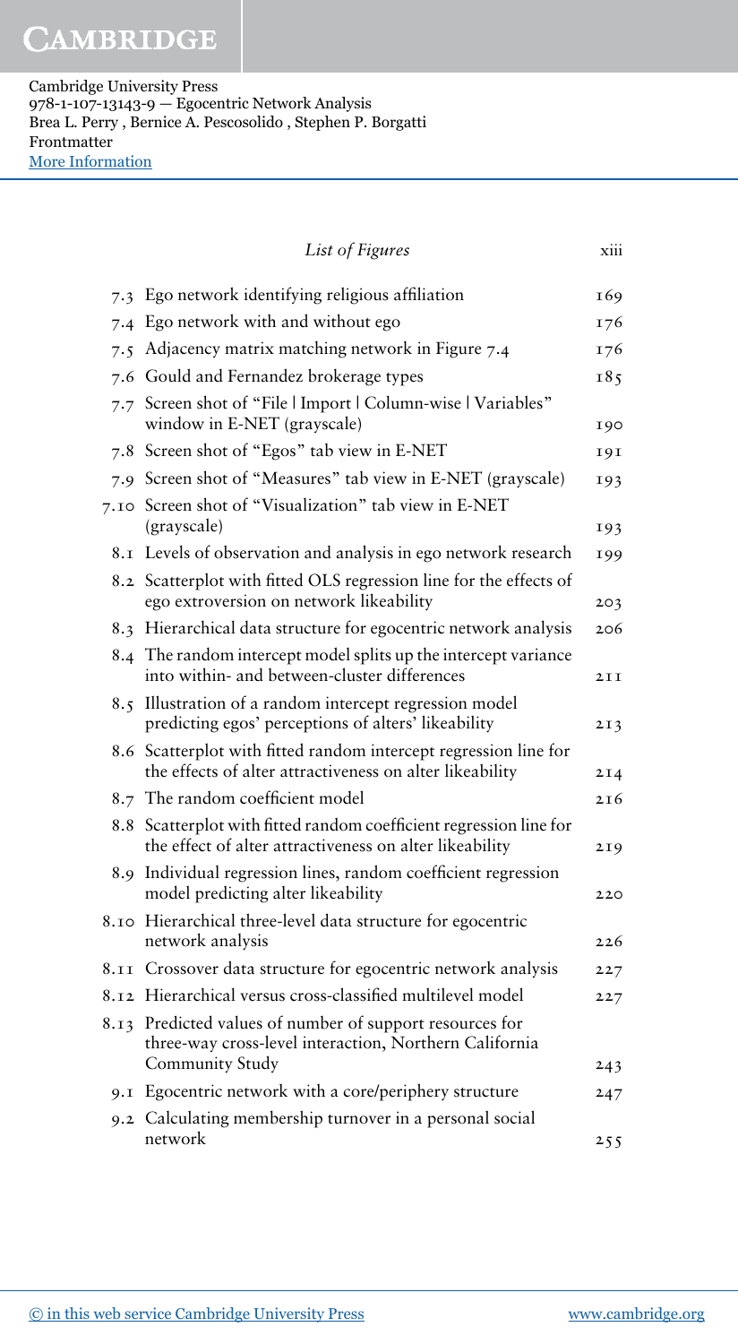| | List of Figures | |
|---|---|---|
| 7.3 | Ego network identifying religious affiliation | 169 |
| 7.4 | Ego network with and without ego | 176 |
| 7.5 | Adjacency matrix matching network in Figure 7.4 | 176 |
| 7.6 | Gould and Fernandez brokerage types | 185 |
| 7.7 | Screen shot of "File \| Import \| Column-wise \| Variables" window in E-NET (grayscale) | 190 |
| 7.8 | Screen shot of "Egos" tab view in E-NET | 191 |
| 7.9 | Screen shot of "Measures" tab view in E-NET (grayscale) | 193 |
| 7.10 | Screen shot of "Visualization" tab view in E-NET (grayscale) | 193 |
| 8.1 | Levels of observation and analysis in ego network research | 199 |
| 8.2 | Scatterplot with fitted OLS regression line for the effects of ego extroversion on network likeability | 203 |
| 8.3 | Hierarchical data structure for egocentric network analysis | 206 |
| 8.4 | The random intercept model splits up the intercept variance into within- and between-cluster differences | 211 |
| 8.5 | Illustration of a random intercept regression model predicting egos' perceptions of alters' likeability | 213 |
| 8.6 | Scatterplot with fitted random intercept regression line for the effects of alter attractiveness on alter likeability | 214 |
| 8.7 | The random coefficient model | 216 |
| 8.8 | Scatterplot with fitted random coefficient regression line for the effect of alter attractiveness on alter likeability | 219 |
| 8.9 | Individual regression lines, random coefficient regression model predicting alter likeability | 220 |
| 8.10 | Hierarchical three-level data structure for egocentric network analysis | 226 |
| 8.11 | Crossover data structure for egocentric network analysis | 227 |
| 8.12 | Hierarchical versus cross-classified multilevel model | 227 |
| 8.13 | Predicted values of number of support resources for three-way cross-level interaction, Northern California Community Study | 243 |
| 9.1 | Egocentric network with a core/periphery structure | 247 |
| 9.2 | Calculating membership turnover in a personal social network | 255 |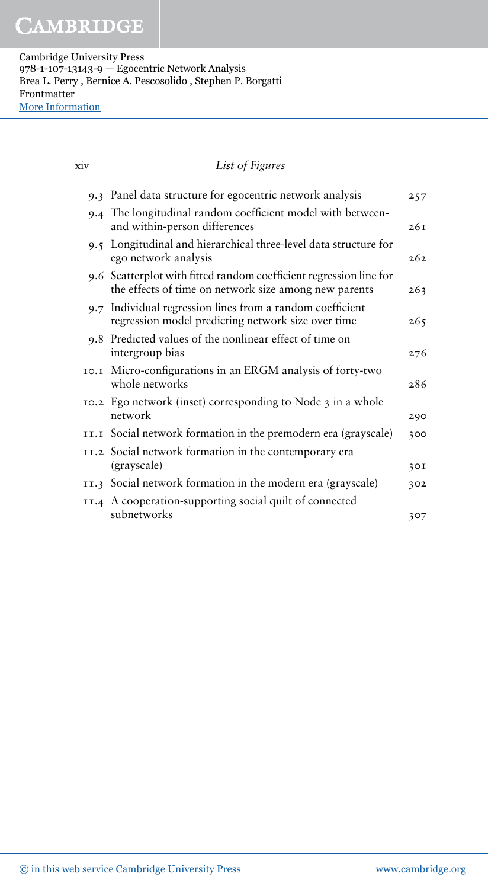## List of Figures

| | | |
|---|---|---|
| 9.3 | Panel data structure for egocentric network analysis | 257 |
| 9.4 | The longitudinal random coefficient model with between- and within-person differences | 261 |
| 9.5 | Longitudinal and hierarchical three-level data structure for ego network analysis | 262 |
| 9.6 | Scatterplot with fitted random coefficient regression line for the effects of time on network size among new parents | 263 |
| 9.7 | Individual regression lines from a random coefficient regression model predicting network size over time | 265 |
| 9.8 | Predicted values of the nonlinear effect of time on intergroup bias | 276 |
| 10.1 | Micro-configurations in an ERGM analysis of forty-two whole networks | 286 |
| 10.2 | Ego network (inset) corresponding to Node 3 in a whole network | 290 |
| 11.1 | Social network formation in the premodern era (grayscale) | 300 |
| 11.2 | Social network formation in the contemporary era (grayscale) | 301 |
| 11.3 | Social network formation in the modern era (grayscale) | 302 |
| 11.4 | A cooperation-supporting social quilt of connected subnetworks | 307 |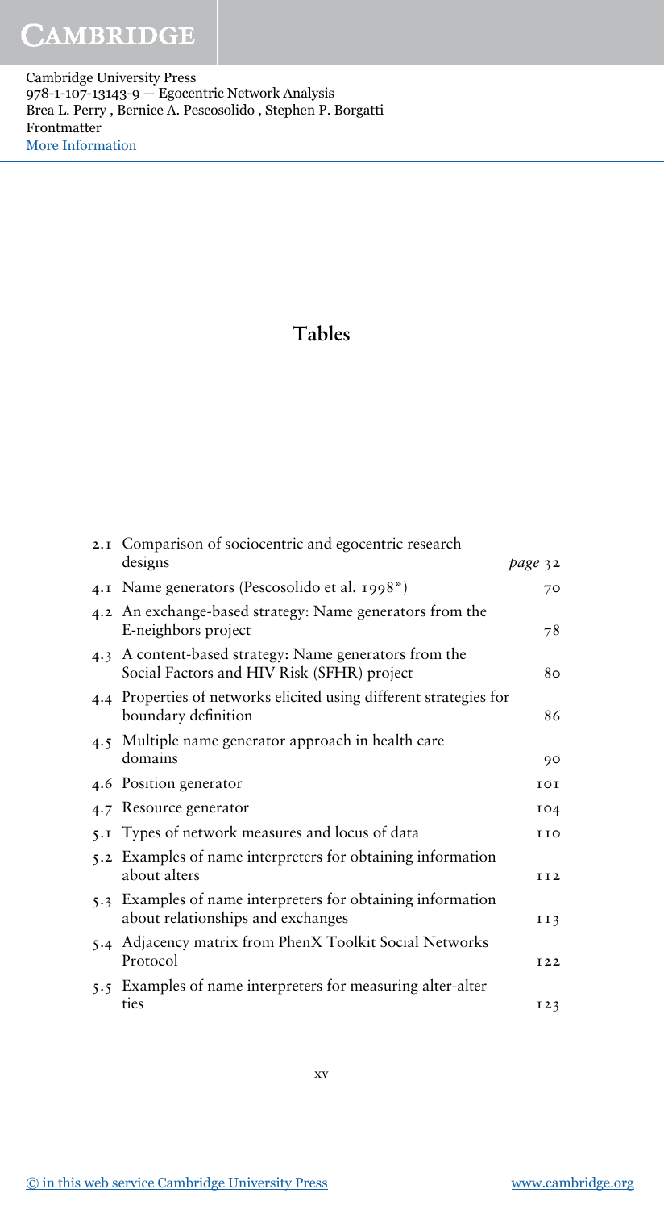# Tables

| | | |
|---|---|---|
| 2.1 | Comparison of sociocentric and egocentric research designs | *page* 32 |
| 4.1 | Name generators (Pescosolido et al. 1998*) | 70 |
| 4.2 | An exchange-based strategy: Name generators from the E-neighbors project | 78 |
| 4.3 | A content-based strategy: Name generators from the Social Factors and HIV Risk (SFHR) project | 80 |
| 4.4 | Properties of networks elicited using different strategies for boundary definition | 86 |
| 4.5 | Multiple name generator approach in health care domains | 90 |
| 4.6 | Position generator | 101 |
| 4.7 | Resource generator | 104 |
| 5.1 | Types of network measures and locus of data | 110 |
| 5.2 | Examples of name interpreters for obtaining information about alters | 112 |
| 5.3 | Examples of name interpreters for obtaining information about relationships and exchanges | 113 |
| 5.4 | Adjacency matrix from PhenX Toolkit Social Networks Protocol | 122 |
| 5.5 | Examples of name interpreters for measuring alter-alter ties | 123 |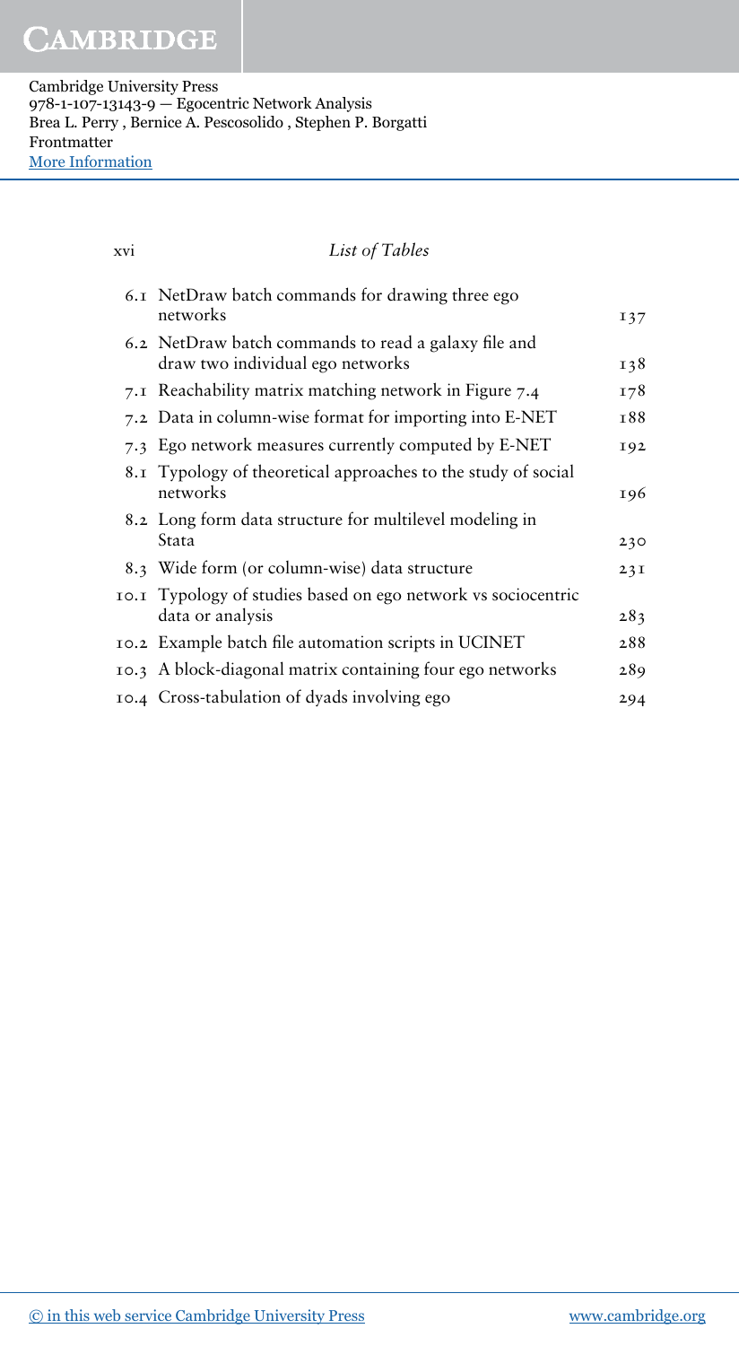*List of Tables*

| | | |
|---|---|---|
| 6.1 | NetDraw batch commands for drawing three ego networks | 137 |
| 6.2 | NetDraw batch commands to read a galaxy file and draw two individual ego networks | 138 |
| 7.1 | Reachability matrix matching network in Figure 7.4 | 178 |
| 7.2 | Data in column-wise format for importing into E-NET | 188 |
| 7.3 | Ego network measures currently computed by E-NET | 192 |
| 8.1 | Typology of theoretical approaches to the study of social networks | 196 |
| 8.2 | Long form data structure for multilevel modeling in Stata | 230 |
| 8.3 | Wide form (or column-wise) data structure | 231 |
| 10.1 | Typology of studies based on ego network vs sociocentric data or analysis | 283 |
| 10.2 | Example batch file automation scripts in UCINET | 288 |
| 10.3 | A block-diagonal matrix containing four ego networks | 289 |
| 10.4 | Cross-tabulation of dyads involving ego | 294 |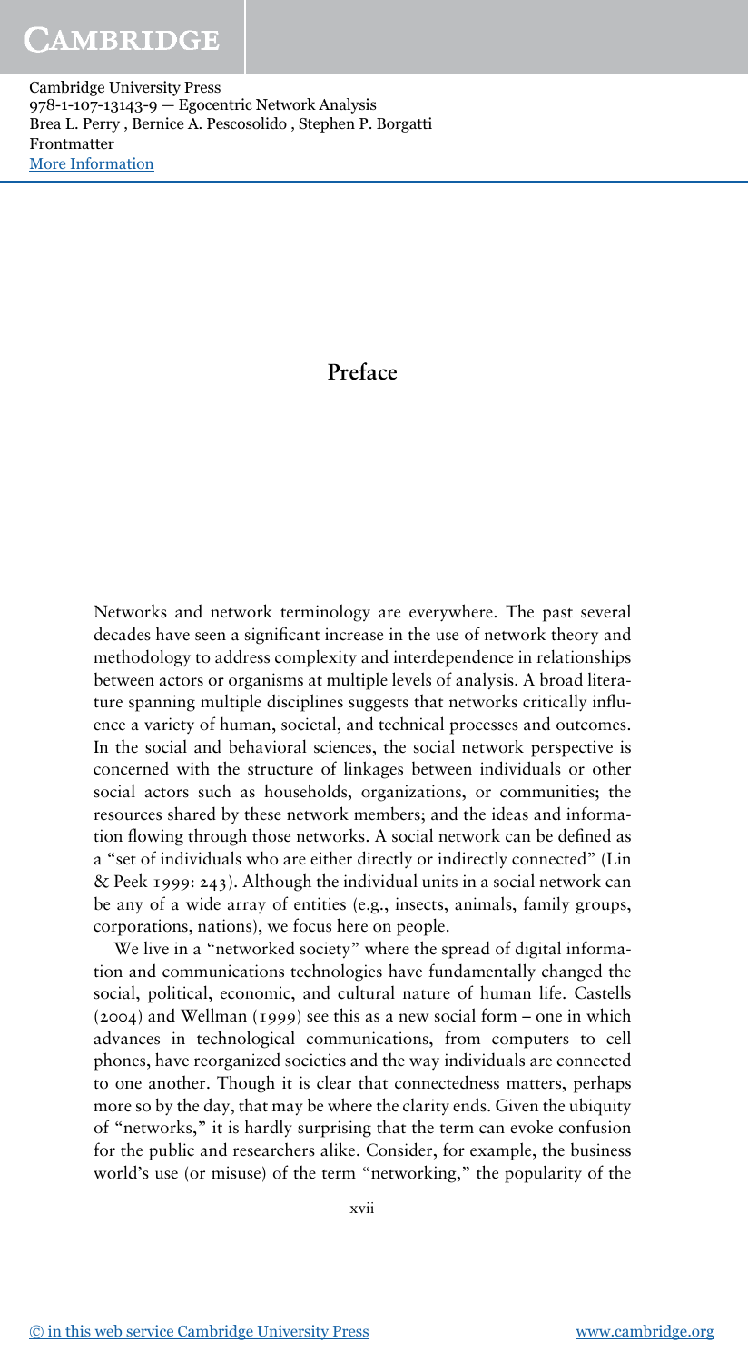# Preface

Networks and network terminology are everywhere. The past several decades have seen a significant increase in the use of network theory and methodology to address complexity and interdependence in relationships between actors or organisms at multiple levels of analysis. A broad literature spanning multiple disciplines suggests that networks critically influence a variety of human, societal, and technical processes and outcomes. In the social and behavioral sciences, the social network perspective is concerned with the structure of linkages between individuals or other social actors such as households, organizations, or communities; the resources shared by these network members; and the ideas and information flowing through those networks. A social network can be defined as a "set of individuals who are either directly or indirectly connected" (Lin & Peek 1999: 243). Although the individual units in a social network can be any of a wide array of entities (e.g., insects, animals, family groups, corporations, nations), we focus here on people.

We live in a "networked society" where the spread of digital information and communications technologies have fundamentally changed the social, political, economic, and cultural nature of human life. Castells (2004) and Wellman (1999) see this as a new social form – one in which advances in technological communications, from computers to cell phones, have reorganized societies and the way individuals are connected to one another. Though it is clear that connectedness matters, perhaps more so by the day, that may be where the clarity ends. Given the ubiquity of "networks," it is hardly surprising that the term can evoke confusion for the public and researchers alike. Consider, for example, the business world's use (or misuse) of the term "networking," the popularity of the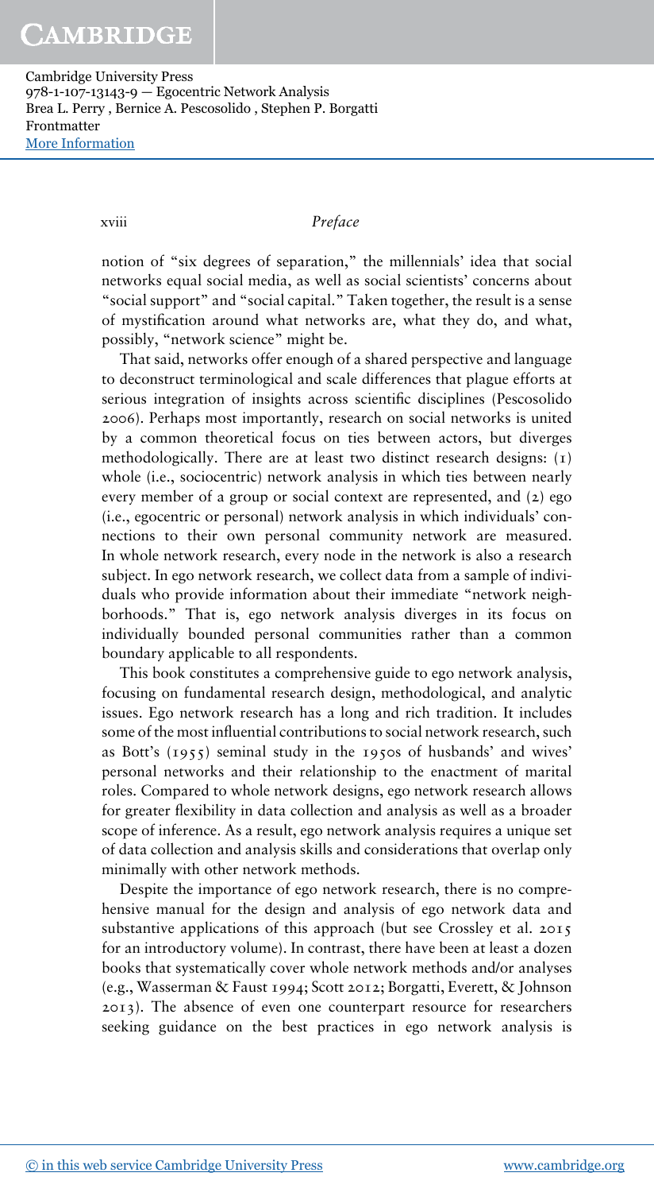notion of "six degrees of separation," the millennials' idea that social networks equal social media, as well as social scientists' concerns about "social support" and "social capital." Taken together, the result is a sense of mystification around what networks are, what they do, and what, possibly, "network science" might be.

That said, networks offer enough of a shared perspective and language to deconstruct terminological and scale differences that plague efforts at serious integration of insights across scientific disciplines (Pescosolido 2006). Perhaps most importantly, research on social networks is united by a common theoretical focus on ties between actors, but diverges methodologically. There are at least two distinct research designs: (1) whole (i.e., sociocentric) network analysis in which ties between nearly every member of a group or social context are represented, and (2) ego (i.e., egocentric or personal) network analysis in which individuals' connections to their own personal community network are measured. In whole network research, every node in the network is also a research subject. In ego network research, we collect data from a sample of individuals who provide information about their immediate "network neighborhoods." That is, ego network analysis diverges in its focus on individually bounded personal communities rather than a common boundary applicable to all respondents.

This book constitutes a comprehensive guide to ego network analysis, focusing on fundamental research design, methodological, and analytic issues. Ego network research has a long and rich tradition. It includes some of the most influential contributions to social network research, such as Bott's (1955) seminal study in the 1950s of husbands' and wives' personal networks and their relationship to the enactment of marital roles. Compared to whole network designs, ego network research allows for greater flexibility in data collection and analysis as well as a broader scope of inference. As a result, ego network analysis requires a unique set of data collection and analysis skills and considerations that overlap only minimally with other network methods.

Despite the importance of ego network research, there is no comprehensive manual for the design and analysis of ego network data and substantive applications of this approach (but see Crossley et al. 2015 for an introductory volume). In contrast, there have been at least a dozen books that systematically cover whole network methods and/or analyses (e.g., Wasserman & Faust 1994; Scott 2012; Borgatti, Everett, & Johnson 2013). The absence of even one counterpart resource for researchers seeking guidance on the best practices in ego network analysis is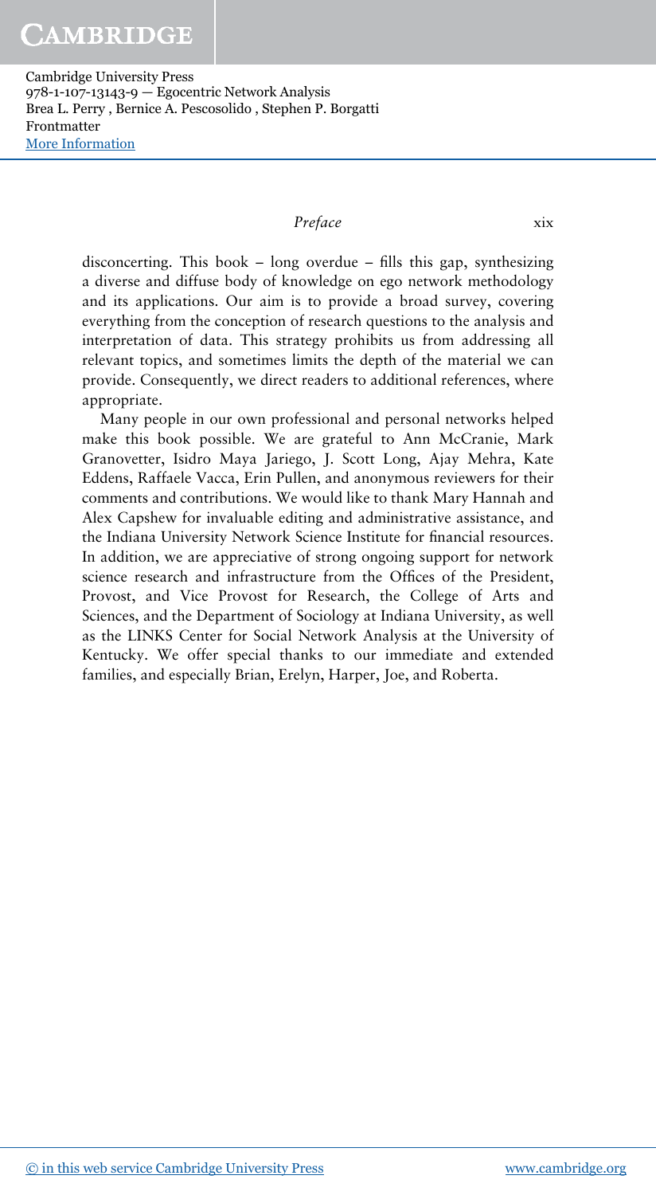disconcerting. This book – long overdue – fills this gap, synthesizing a diverse and diffuse body of knowledge on ego network methodology and its applications. Our aim is to provide a broad survey, covering everything from the conception of research questions to the analysis and interpretation of data. This strategy prohibits us from addressing all relevant topics, and sometimes limits the depth of the material we can provide. Consequently, we direct readers to additional references, where appropriate.

Many people in our own professional and personal networks helped make this book possible. We are grateful to Ann McCranie, Mark Granovetter, Isidro Maya Jariego, J. Scott Long, Ajay Mehra, Kate Eddens, Raffaele Vacca, Erin Pullen, and anonymous reviewers for their comments and contributions. We would like to thank Mary Hannah and Alex Capshew for invaluable editing and administrative assistance, and the Indiana University Network Science Institute for financial resources. In addition, we are appreciative of strong ongoing support for network science research and infrastructure from the Offices of the President, Provost, and Vice Provost for Research, the College of Arts and Sciences, and the Department of Sociology at Indiana University, as well as the LINKS Center for Social Network Analysis at the University of Kentucky. We offer special thanks to our immediate and extended families, and especially Brian, Erelyn, Harper, Joe, and Roberta.